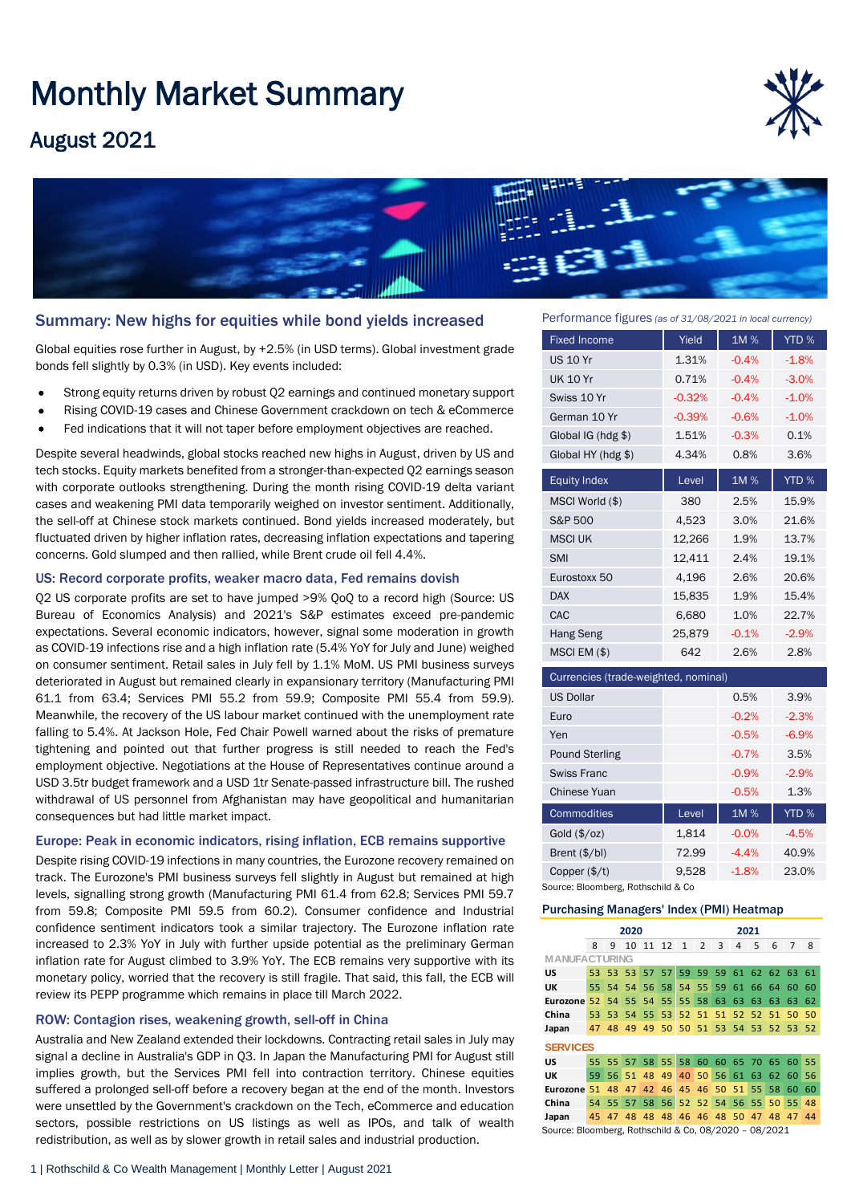# Monthly Market Summary

## August 2021

## Summary: New highs for equities while bond yields increased

Global equities rose further in August, by +2.5% (in USD terms). Global investment grade bonds fell slightly by 0.3% (in USD). Key events included:

- Strong equity returns driven by robust Q2 earnings and continued monetary support
- Rising COVID-19 cases and Chinese Government crackdown on tech & eCommerce
- Fed indications that it will not taper before employment objectives are reached.

Despite several headwinds, global stocks reached new highs in August, driven by US and tech stocks. Equity markets benefited from a stronger-than-expected Q2 earnings season with corporate outlooks strengthening. During the month rising COVID-19 delta variant cases and weakening PMI data temporarily weighed on investor sentiment. Additionally, the sell-off at Chinese stock markets continued. Bond yields increased moderately, but fluctuated driven by higher inflation rates, decreasing inflation expectations and tapering concerns. Gold slumped and then rallied, while Brent crude oil fell 4.4%.

### US: Record corporate profits, weaker macro data, Fed remains dovish

Q2 US corporate profits are set to have jumped >9% QoQ to a record high (Source: US Bureau of Economics Analysis) and 2021's S&P estimates exceed pre-pandemic expectations. Several economic indicators, however, signal some moderation in growth as COVID-19 infections rise and a high inflation rate (5.4% YoY for July and June) weighed on consumer sentiment. Retail sales in July fell by 1.1% MoM. US PMI business surveys deteriorated in August but remained clearly in expansionary territory (Manufacturing PMI 61.1 from 63.4; Services PMI 55.2 from 59.9; Composite PMI 55.4 from 59.9). Meanwhile, the recovery of the US labour market continued with the unemployment rate falling to 5.4%. At Jackson Hole, Fed Chair Powell warned about the risks of premature tightening and pointed out that further progress is still needed to reach the Fed's employment objective. Negotiations at the House of Representatives continue around a USD 3.5tr budget framework and a USD 1tr Senate-passed infrastructure bill. The rushed withdrawal of US personnel from Afghanistan may have geopolitical and humanitarian consequences but had little market impact.

### Europe: Peak in economic indicators, rising inflation, ECB remains supportive

Despite rising COVID-19 infections in many countries, the Eurozone recovery remained on track. The Eurozone's PMI business surveys fell slightly in August but remained at high levels, signalling strong growth (Manufacturing PMI 61.4 from 62.8; Services PMI 59.7 from 59.8; Composite PMI 59.5 from 60.2). Consumer confidence and Industrial confidence sentiment indicators took a similar trajectory. The Eurozone inflation rate increased to 2.3% YoY in July with further upside potential as the preliminary German inflation rate for August climbed to 3.9% YoY. The ECB remains very supportive with its monetary policy, worried that the recovery is still fragile. That said, this fall, the ECB will review its PEPP programme which remains in place till March 2022.

### ROW: Contagion rises, weakening growth, sell-off in China

Australia and New Zealand extended their lockdowns. Contracting retail sales in July may signal a decline in Australia's GDP in Q3. In Japan the Manufacturing PMI for August still implies growth, but the Services PMI fell into contraction territory. Chinese equities suffered a prolonged sell-off before a recovery began at the end of the month. Investors were unsettled by the Government's crackdown on the Tech, eCommerce and education sectors, possible restrictions on US listings as well as IPOs, and talk of wealth redistribution, as well as by slower growth in retail sales and industrial production.

### Performance figures *(as of 31/08/2021 in local currency)*

| Fixed Income | Yield | 1M % | YTD % |
|---|---|---|---|
| US 10 Yr | 1.31% | -0.4% | -1.8% |
| UK 10 Yr | 0.71% | -0.4% | -3.0% |
| Swiss 10 Yr | -0.32% | -0.4% | -1.0% |
| German 10 Yr | -0.39% | -0.6% | -1.0% |
| Global IG (hdg $) | 1.51% | -0.3% | 0.1% |
| Global HY (hdg $) | 4.34% | 0.8% | 3.6% |
| **Equity Index** | **Level** | **1M %** | **YTD %** |
| MSCI World ($) | 380 | 2.5% | 15.9% |
| S&P 500 | 4,523 | 3.0% | 21.6% |
| MSCI UK | 12,266 | 1.9% | 13.7% |
| SMI | 12,411 | 2.4% | 19.1% |
| Eurostoxx 50 | 4,196 | 2.6% | 20.6% |
| DAX | 15,835 | 1.9% | 15.4% |
| CAC | 6,680 | 1.0% | 22.7% |
| Hang Seng | 25,879 | -0.1% | -2.9% |
| MSCI EM ($) | 642 | 2.6% | 2.8% |
| **Currencies (trade-weighted, nominal)** | | | |
| US Dollar | | 0.5% | 3.9% |
| Euro | | -0.2% | -2.3% |
| Yen | | -0.5% | -6.9% |
| Pound Sterling | | -0.7% | 3.5% |
| Swiss Franc | | -0.9% | -2.9% |
| Chinese Yuan | | -0.5% | 1.3% |
| **Commodities** | **Level** | **1M %** | **YTD %** |
| Gold ($/oz) | 1,814 | -0.0% | -4.5% |
| Brent ($/bl) | 72.99 | -4.4% | 40.9% |
| Copper ($/t) | 9,528 | -1.8% | 23.0% |

Source: Bloomberg, Rothschild & Co

### Purchasing Managers' Index (PMI) Heatmap

| | 2020 | | | | | 2021 | | | | | | | |
|---|---|---|---|---|---|---|---|---|---|---|---|---|---|
| | 8 | 9 | 10 | 11 | 12 | 1 | 2 | 3 | 4 | 5 | 6 | 7 | 8 |
| **MANUFACTURING** | | | | | | | | | | | | | |
| US | 53 | 53 | 53 | 57 | 57 | 59 | 59 | 59 | 61 | 62 | 62 | 63 | 61 |
| UK | 55 | 54 | 54 | 56 | 58 | 54 | 55 | 59 | 61 | 66 | 64 | 60 | 60 |
| Eurozone | 52 | 54 | 55 | 54 | 55 | 55 | 58 | 63 | 63 | 63 | 63 | 63 | 62 |
| China | 53 | 53 | 54 | 55 | 53 | 52 | 51 | 51 | 52 | 52 | 51 | 50 | 50 |
| Japan | 47 | 48 | 49 | 49 | 50 | 50 | 51 | 53 | 54 | 53 | 52 | 53 | 52 |
| **SERVICES** | | | | | | | | | | | | | |
| US | 55 | 55 | 57 | 58 | 55 | 58 | 60 | 60 | 65 | 70 | 65 | 60 | 55 |
| UK | 59 | 56 | 51 | 48 | 49 | 40 | 50 | 56 | 61 | 63 | 62 | 60 | 56 |
| Eurozone | 51 | 48 | 47 | 42 | 46 | 45 | 46 | 50 | 51 | 55 | 58 | 60 | 60 |
| China | 54 | 55 | 57 | 58 | 56 | 52 | 52 | 54 | 56 | 55 | 50 | 55 | 48 |
| Japan | 45 | 47 | 48 | 48 | 48 | 46 | 46 | 48 | 50 | 47 | 48 | 47 | 44 |

Source: Bloomberg, Rothschild & Co, 08/2020 – 08/2021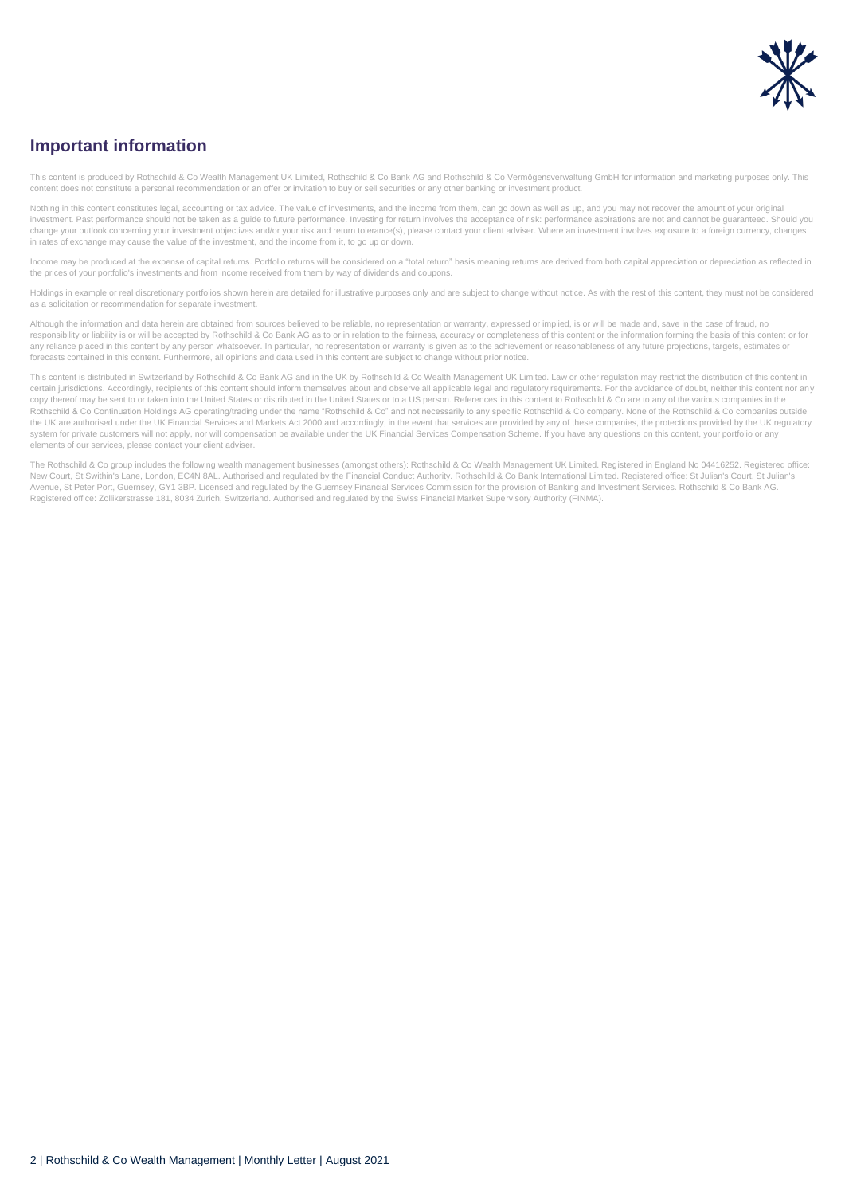## Important information

This content is produced by Rothschild & Co Wealth Management UK Limited, Rothschild & Co Bank AG and Rothschild & Co Vermögensverwaltung GmbH for information and marketing purposes only. This content does not constitute a personal recommendation or an offer or invitation to buy or sell securities or any other banking or investment product.

Nothing in this content constitutes legal, accounting or tax advice. The value of investments, and the income from them, can go down as well as up, and you may not recover the amount of your original investment. Past performance should not be taken as a guide to future performance. Investing for return involves the acceptance of risk: performance aspirations are not and cannot be guaranteed. Should you change your outlook concerning your investment objectives and/or your risk and return tolerance(s), please contact your client adviser. Where an investment involves exposure to a foreign currency, changes in rates of exchange may cause the value of the investment, and the income from it, to go up or down.

Income may be produced at the expense of capital returns. Portfolio returns will be considered on a "total return" basis meaning returns are derived from both capital appreciation or depreciation as reflected in the prices of your portfolio's investments and from income received from them by way of dividends and coupons.

Holdings in example or real discretionary portfolios shown herein are detailed for illustrative purposes only and are subject to change without notice. As with the rest of this content, they must not be considered as a solicitation or recommendation for separate investment.

Although the information and data herein are obtained from sources believed to be reliable, no representation or warranty, expressed or implied, is or will be made and, save in the case of fraud, no responsibility or liability is or will be accepted by Rothschild & Co Bank AG as to or in relation to the fairness, accuracy or completeness of this content or the information forming the basis of this content or for any reliance placed in this content by any person whatsoever. In particular, no representation or warranty is given as to the achievement or reasonableness of any future projections, targets, estimates or forecasts contained in this content. Furthermore, all opinions and data used in this content are subject to change without prior notice.

This content is distributed in Switzerland by Rothschild & Co Bank AG and in the UK by Rothschild & Co Wealth Management UK Limited. Law or other regulation may restrict the distribution of this content in certain jurisdictions. Accordingly, recipients of this content should inform themselves about and observe all applicable legal and regulatory requirements. For the avoidance of doubt, neither this content nor any copy thereof may be sent to or taken into the United States or distributed in the United States or to a US person. References in this content to Rothschild & Co are to any of the various companies in the Rothschild & Co Continuation Holdings AG operating/trading under the name "Rothschild & Co" and not necessarily to any specific Rothschild & Co company. None of the Rothschild & Co companies outside the UK are authorised under the UK Financial Services and Markets Act 2000 and accordingly, in the event that services are provided by any of these companies, the protections provided by the UK regulatory system for private customers will not apply, nor will compensation be available under the UK Financial Services Compensation Scheme. If you have any questions on this content, your portfolio or any elements of our services, please contact your client adviser.

The Rothschild & Co group includes the following wealth management businesses (amongst others): Rothschild & Co Wealth Management UK Limited. Registered in England No 04416252. Registered office: New Court, St Swithin's Lane, London, EC4N 8AL. Authorised and regulated by the Financial Conduct Authority. Rothschild & Co Bank International Limited. Registered office: St Julian's Court, St Julian's Avenue, St Peter Port, Guernsey, GY1 3BP. Licensed and regulated by the Guernsey Financial Services Commission for the provision of Banking and Investment Services. Rothschild & Co Bank AG. Registered office: Zollikerstrasse 181, 8034 Zurich, Switzerland. Authorised and regulated by the Swiss Financial Market Supervisory Authority (FINMA).